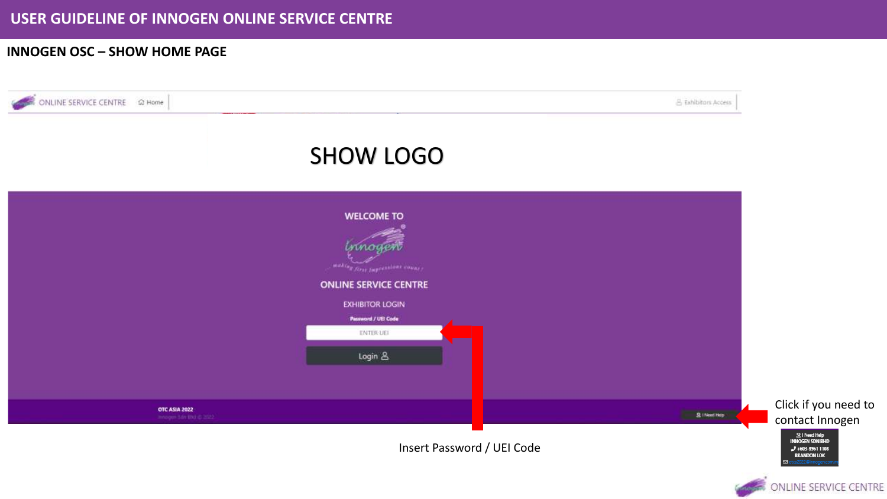# USER GUIDELINE OF INNOGEN ONLINE SERVICE CENTRE

## INNOGEN OSC – SHOW HOME PAGE

ONLINE SERVICE CENTRE  Home  Exhibitors Access

SHOW LOGO

WELCOME TO

Innogen

*making first impressions count!*

ONLINE SERVICE CENTRE

EXHIBITOR LOGIN

Password / UEI Code

ENTER UEI

Login

OTC ASIA 2022

Innogen Sdn Bhd © 2022

I Need Help

Insert Password / UEI Code

Click if you need to contact Innogen

I Need Help
INNOGEN SDN BHD
+603-8961 1108
BRANDON LOK

ONLINE SERVICE CENTRE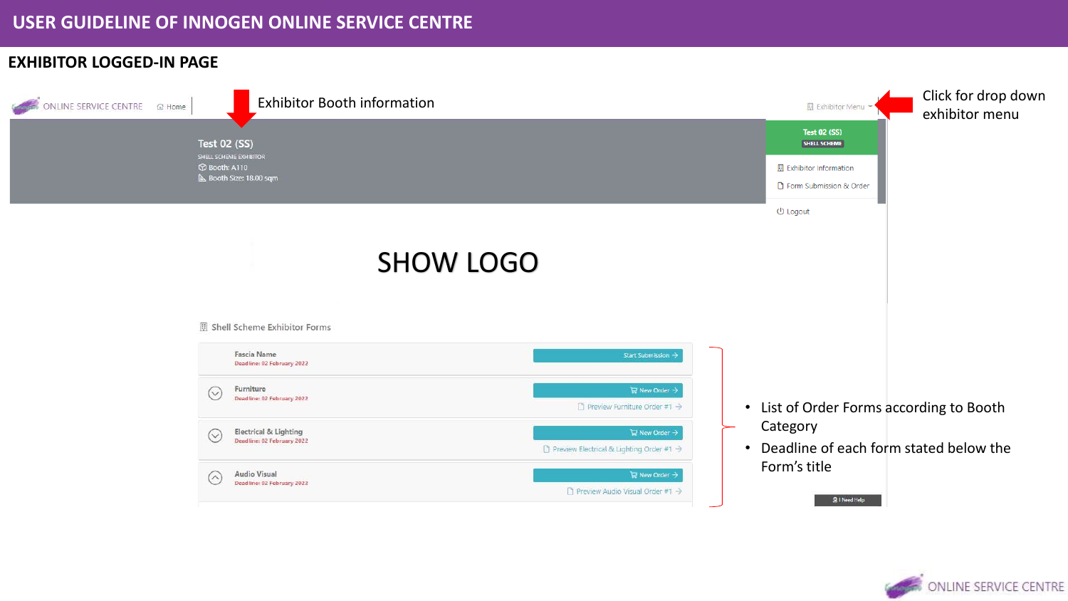# USER GUIDELINE OF INNOGEN ONLINE SERVICE CENTRE

## EXHIBITOR LOGGED-IN PAGE

ONLINE SERVICE CENTRE | Home

Exhibitor Booth information

Exhibitor Menu

Click for drop down exhibitor menu

Test 02 (SS)
SHELL SCHEME EXHIBITOR
Booth: A110
Booth Size: 18.00 sqm

Test 02 (SS)
SHELL SCHEME

- Exhibitor Information
- Form Submission & Order
- Logout

SHOW LOGO

Shell Scheme Exhibitor Forms

| Form | Action |
|---|---|
| Fascia Name<br>Deadline: 02 February 2022 | Start Submission → |
| Furniture<br>Deadline: 02 February 2022 | New Order →<br>Preview Furniture Order #1 → |
| Electrical & Lighting<br>Deadline: 02 February 2022 | New Order →<br>Preview Electrical & Lighting Order #1 → |
| Audio Visual<br>Deadline: 02 February 2022 | New Order →<br>Preview Audio Visual Order #1 → |

- List of Order Forms according to Booth Category
- Deadline of each form stated below the Form's title

I Need Help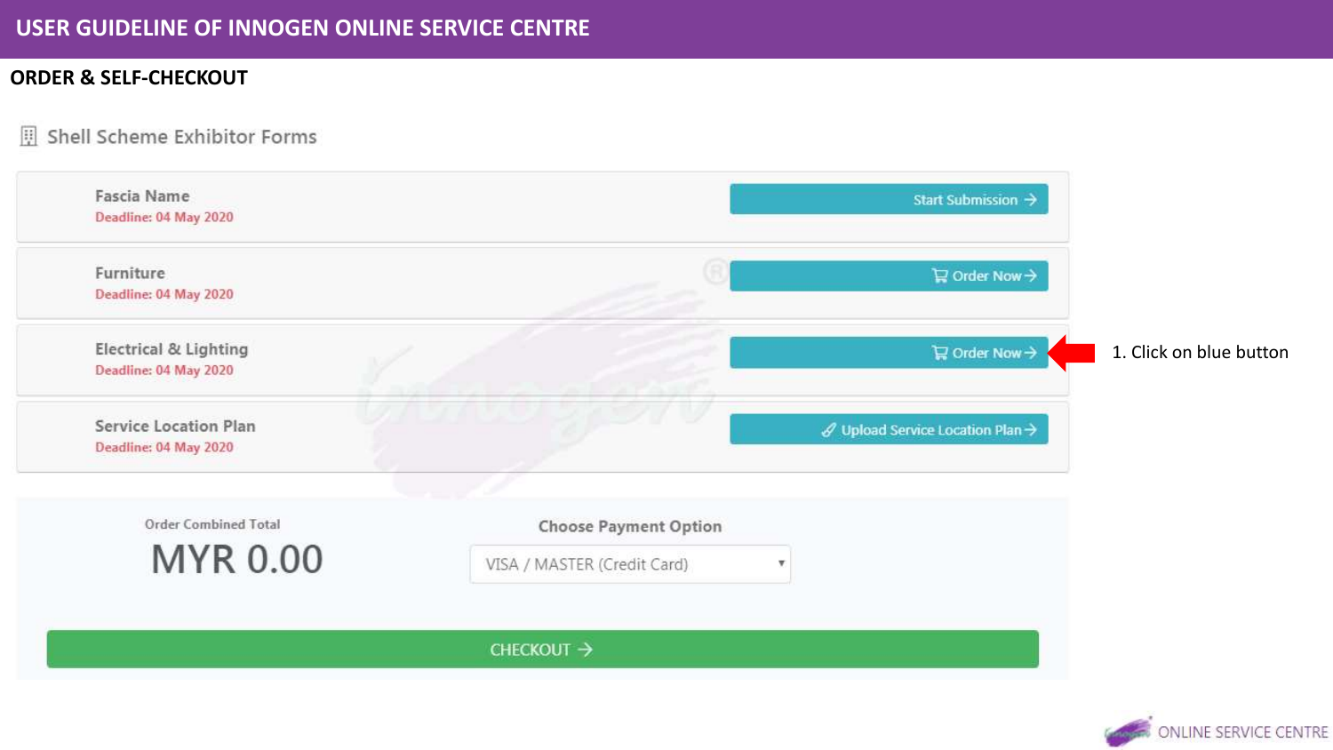# USER GUIDELINE OF INNOGEN ONLINE SERVICE CENTRE

## ORDER & SELF-CHECKOUT

### Shell Scheme Exhibitor Forms

| Form | Action |
| --- | --- |
| **Fascia Name**<br>Deadline: 04 May 2020 | Start Submission → |
| **Furniture**<br>Deadline: 04 May 2020 | Order Now → |
| **Electrical & Lighting**<br>Deadline: 04 May 2020 | Order Now → |
| **Service Location Plan**<br>Deadline: 04 May 2020 | Upload Service Location Plan → |

1. Click on blue button

Order Combined Total

**MYR 0.00**

Choose Payment Option

VISA / MASTER (Credit Card)

CHECKOUT →

ONLINE SERVICE CENTRE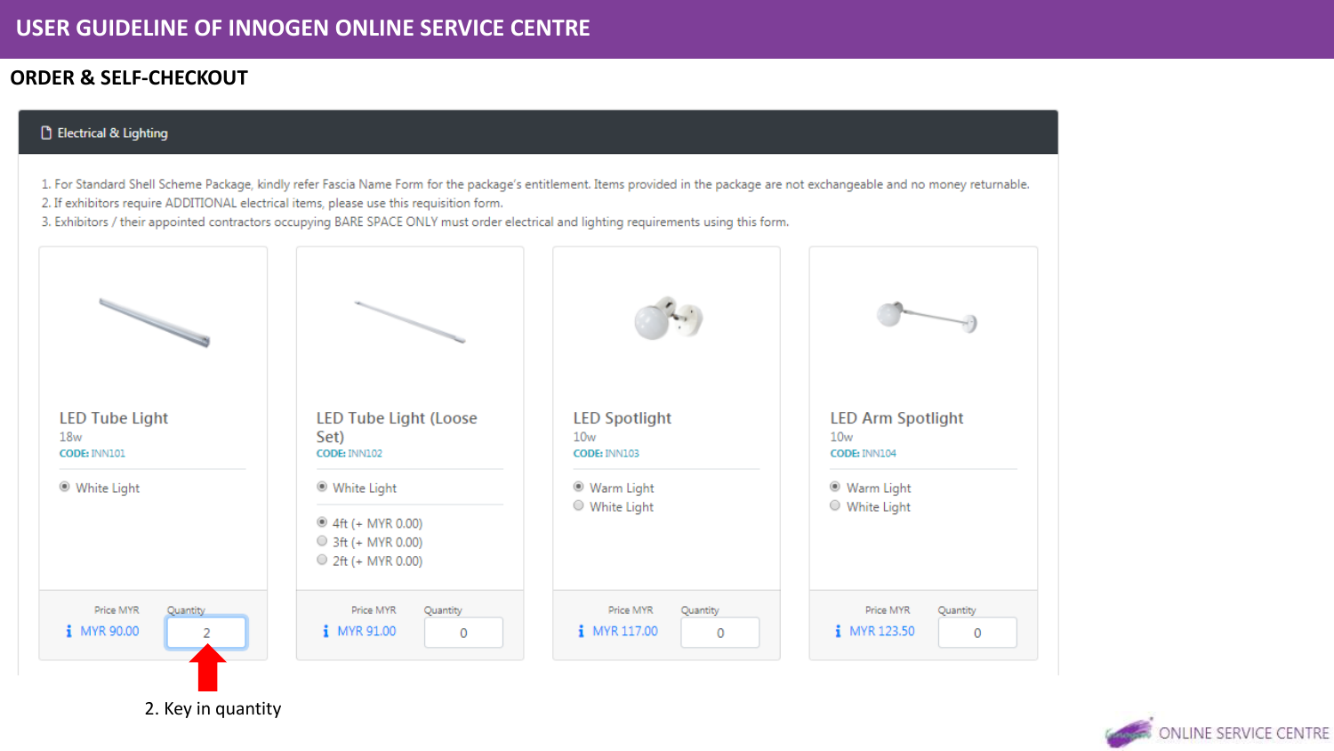# USER GUIDELINE OF INNOGEN ONLINE SERVICE CENTRE

## ORDER & SELF-CHECKOUT

### Electrical & Lighting

1. For Standard Shell Scheme Package, kindly refer Fascia Name Form for the package's entitlement. Items provided in the package are not exchangeable and no money returnable.
2. If exhibitors require ADDITIONAL electrical items, please use this requisition form.
3. Exhibitors / their appointed contractors occupying BARE SPACE ONLY must order electrical and lighting requirements using this form.

**LED Tube Light**
18w
CODE: INN101

- White Light

Price MYR: MYR 90.00 | Quantity: 2

**LED Tube Light (Loose Set)**
CODE: INN102

- White Light

- 4ft (+ MYR 0.00)
- 3ft (+ MYR 0.00)
- 2ft (+ MYR 0.00)

Price MYR: MYR 91.00 | Quantity: 0

**LED Spotlight**
10w
CODE: INN103

- Warm Light
- White Light

Price MYR: MYR 117.00 | Quantity: 0

**LED Arm Spotlight**
10w
CODE: INN104

- Warm Light
- White Light

Price MYR: MYR 123.50 | Quantity: 0

2. Key in quantity

ONLINE SERVICE CENTRE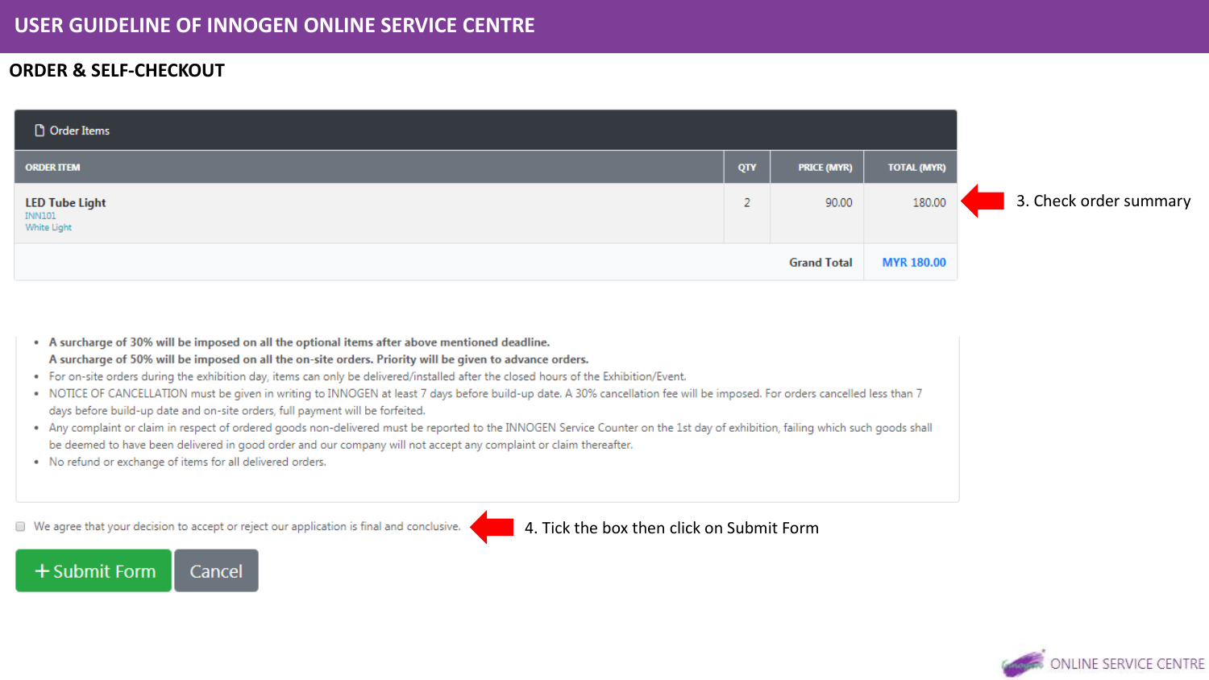# USER GUIDELINE OF INNOGEN ONLINE SERVICE CENTRE

## ORDER & SELF-CHECKOUT

Order Items

| ORDER ITEM | QTY | PRICE (MYR) | TOTAL (MYR) |
|---|---|---|---|
| **LED Tube Light**<br>INN101<br>White Light | 2 | 90.00 | 180.00 |
| | | **Grand Total** | **MYR 180.00** |

3. Check order summary

- **A surcharge of 30% will be imposed on all the optional items after above mentioned deadline.**
  **A surcharge of 50% will be imposed on all the on-site orders. Priority will be given to advance orders.**
- For on-site orders during the exhibition day, items can only be delivered/installed after the closed hours of the Exhibition/Event.
- NOTICE OF CANCELLATION must be given in writing to INNOGEN at least 7 days before build-up date. A 30% cancellation fee will be imposed. For orders cancelled less than 7 days before build-up date and on-site orders, full payment will be forfeited.
- Any complaint or claim in respect of ordered goods non-delivered must be reported to the INNOGEN Service Counter on the 1st day of exhibition, failing which such goods shall be deemed to have been delivered in good order and our company will not accept any complaint or claim thereafter.
- No refund or exchange of items for all delivered orders.

☐ We agree that your decision to accept or reject our application is final and conclusive.

4. Tick the box then click on Submit Form

+ Submit Form | Cancel

ONLINE SERVICE CENTRE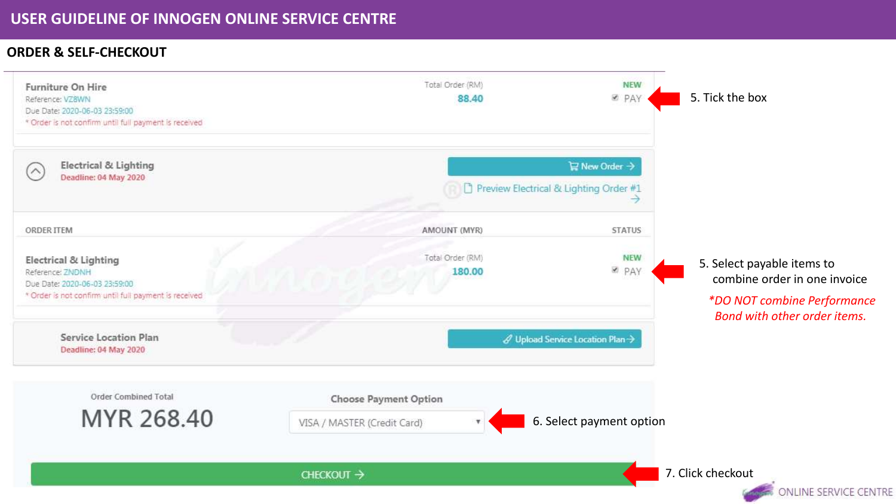# USER GUIDELINE OF INNOGEN ONLINE SERVICE CENTRE

## ORDER & SELF-CHECKOUT

**Furniture On Hire**
Reference: VZ8WN
Due Date: 2020-06-03 23:59:00
* Order is not confirm until full payment is received

Total Order (RM)
88.40

NEW
☑ PAY

5. Tick the box

**Electrical & Lighting**
Deadline: 04 May 2020

New Order →

Preview Electrical & Lighting Order #1 →

| ORDER ITEM | AMOUNT (MYR) | STATUS |
| --- | --- | --- |
| **Electrical & Lighting**<br>Reference: ZNDNH<br>Due Date: 2020-06-03 23:59:00<br>* Order is not confirm until full payment is received | Total Order (RM)<br>180.00 | NEW<br>☑ PAY |

5. Select payable items to combine order in one invoice

*DO NOT combine Performance Bond with other order items.*

**Service Location Plan**
Deadline: 04 May 2020

Upload Service Location Plan →

Order Combined Total
**MYR 268.40**

Choose Payment Option
VISA / MASTER (Credit Card)

6. Select payment option

CHECKOUT →

7. Click checkout

ONLINE SERVICE CENTRE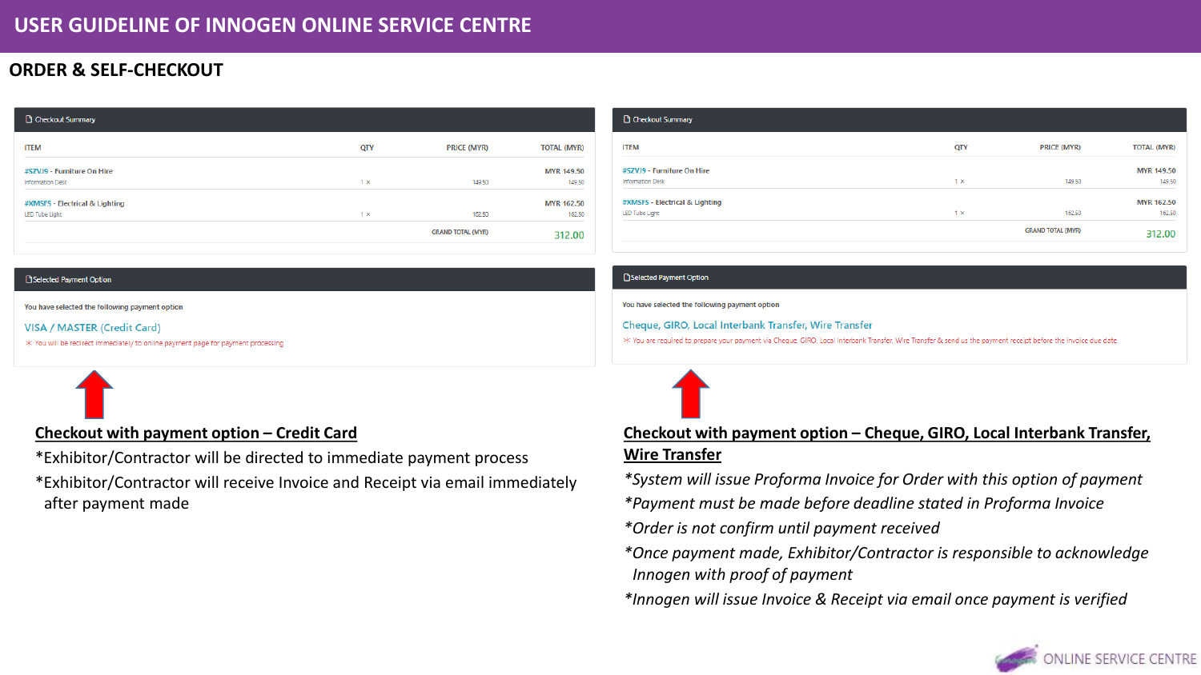# USER GUIDELINE OF INNOGEN ONLINE SERVICE CENTRE

## ORDER & SELF-CHECKOUT

**Checkout Summary**

| ITEM | QTY | PRICE (MYR) | TOTAL (MYR) |
|---|---|---|---|
| #SZVJ9 - Furniture On Hire<br>Information Desk | 1 × | 149.50 | MYR 149.50<br>149.50 |
| #XMSFS - Electrical & Lighting<br>LED Tube Light | 1 × | 162.50 | MYR 162.50<br>162.50 |
| | | GRAND TOTAL (MYR) | 312.00 |

**Selected Payment Option**

You have selected the following payment option

VISA / MASTER (Credit Card)

※ You will be redirect immediately to online payment page for payment processing

### Checkout with payment option – Credit Card

*Exhibitor/Contractor will be directed to immediate payment process

*Exhibitor/Contractor will receive Invoice and Receipt via email immediately after payment made

**Checkout Summary**

| ITEM | QTY | PRICE (MYR) | TOTAL (MYR) |
|---|---|---|---|
| #SZVJ9 - Furniture On Hire<br>Information Desk | 1 × | 149.50 | MYR 149.50<br>149.50 |
| #XMSFS - Electrical & Lighting<br>LED Tube Light | 1 × | 162.50 | MYR 162.50<br>162.50 |
| | | GRAND TOTAL (MYR) | 312.00 |

**Selected Payment Option**

You have selected the following payment option

Cheque, GIRO, Local Interbank Transfer, Wire Transfer

※ You are required to prepare your payment via Cheque, GIRO, Local Interbank Transfer, Wire Transfer & send us the payment receipt before the invoice due date

### Checkout with payment option – Cheque, GIRO, Local Interbank Transfer, Wire Transfer

*\*System will issue Proforma Invoice for Order with this option of payment*

*\*Payment must be made before deadline stated in Proforma Invoice*

*\*Order is not confirm until payment received*

*\*Once payment made, Exhibitor/Contractor is responsible to acknowledge Innogen with proof of payment*

*\*Innogen will issue Invoice & Receipt via email once payment is verified*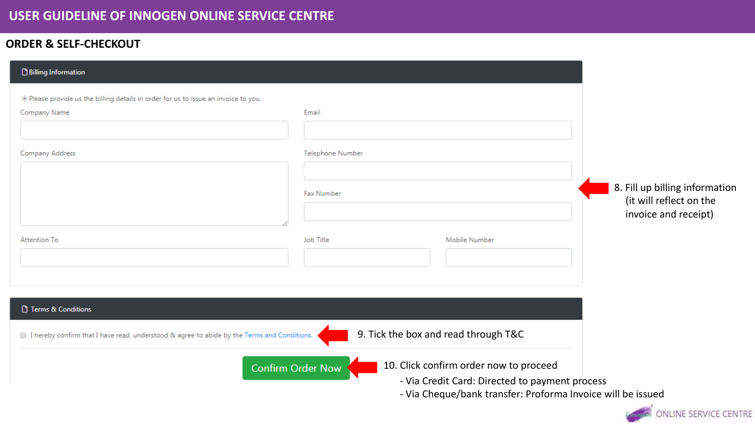# USER GUIDELINE OF INNOGEN ONLINE SERVICE CENTRE

## ORDER & SELF-CHECKOUT

**Billing Information**

*Please provide us the billing details in order for us to issue an invoice to you.

Company Name

Email

Company Address

Telephone Number

Fax Number

Attention To

Job Title

Mobile Number

8. Fill up billing information (it will reflect on the invoice and receipt)

**Terms & Conditions**

☐ I hereby confirm that I have read, understood & agree to abide by the Terms and Conditions.

9. Tick the box and read through T&C

Confirm Order Now

10. Click confirm order now to proceed
    - Via Credit Card: Directed to payment process
    - Via Cheque/bank transfer: Proforma Invoice will be issued